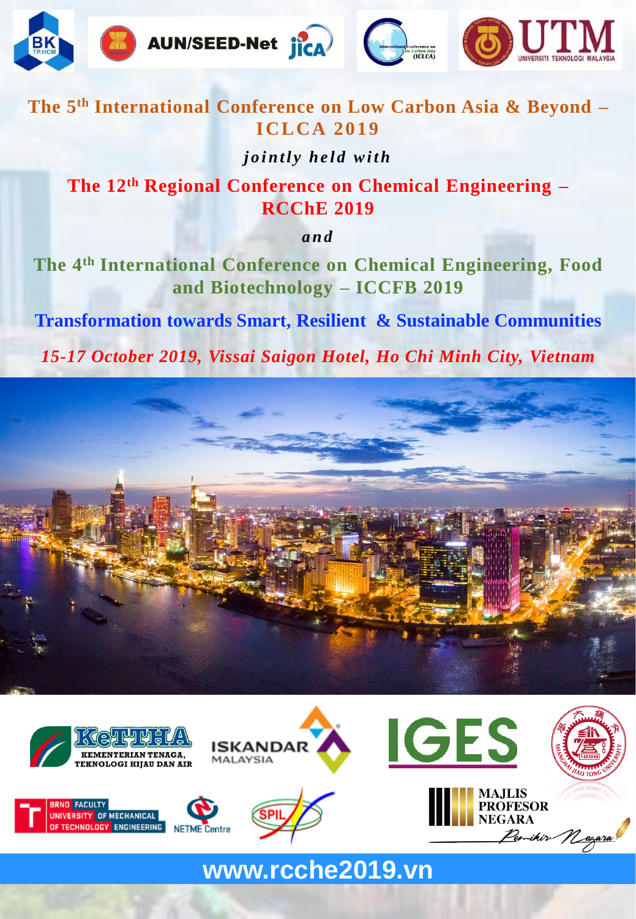# The 5th International Conference on Low Carbon Asia & Beyond – ICLCA 2019

*jointly held with*

# The 12th Regional Conference on Chemical Engineering – RCChE 2019

*and*

# The 4th International Conference on Chemical Engineering, Food and Biotechnology – ICCFB 2019

**Transformation towards Smart, Resilient & Sustainable Communities**

***15-17 October 2019, Vissai Saigon Hotel, Ho Chi Minh City, Vietnam***

**www.rcche2019.vn**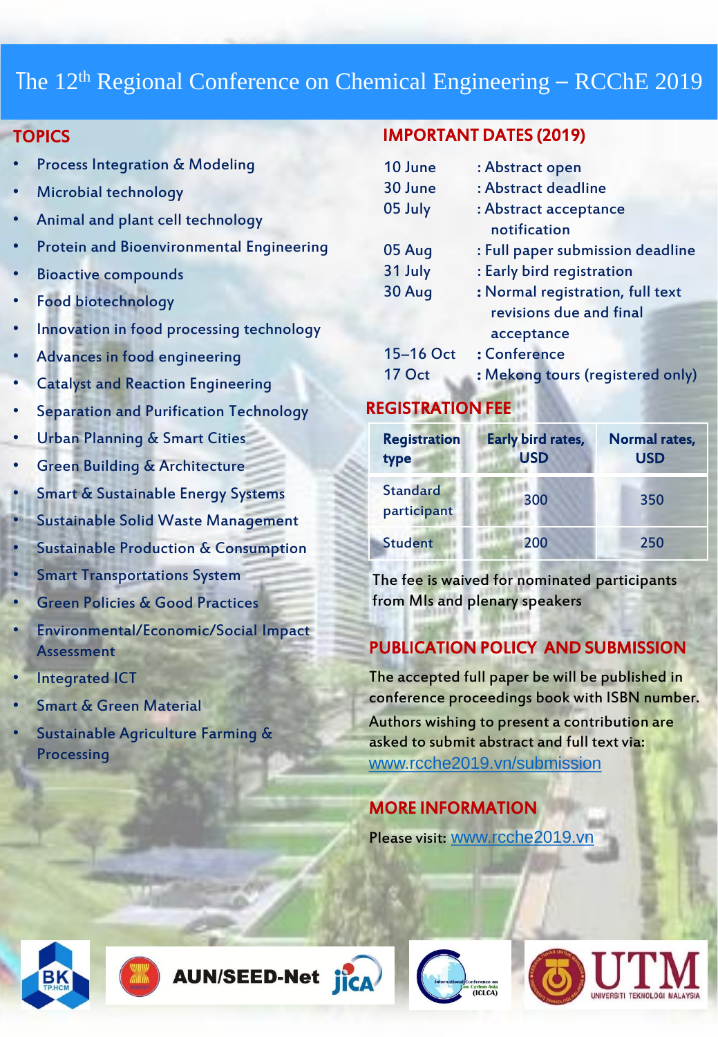# The 12th Regional Conference on Chemical Engineering – RCChE 2019

## TOPICS

- Process Integration & Modeling
- Microbial technology
- Animal and plant cell technology
- Protein and Bioenvironmental Engineering
- Bioactive compounds
- Food biotechnology
- Innovation in food processing technology
- Advances in food engineering
- Catalyst and Reaction Engineering
- Separation and Purification Technology
- Urban Planning & Smart Cities
- Green Building & Architecture
- Smart & Sustainable Energy Systems
- Sustainable Solid Waste Management
- Sustainable Production & Consumption
- Smart Transportations System
- Green Policies & Good Practices
- Environmental/Economic/Social Impact Assessment
- Integrated ICT
- Smart & Green Material
- Sustainable Agriculture Farming & Processing

## IMPORTANT DATES (2019)

| | |
|---|---|
| 10 June | : Abstract open |
| 30 June | : Abstract deadline |
| 05 July | : Abstract acceptance notification |
| 05 Aug | : Full paper submission deadline |
| 31 July | : Early bird registration |
| 30 Aug | : Normal registration, full text revisions due and final acceptance |
| 15–16 Oct | : Conference |
| 17 Oct | : Mekong tours (registered only) |

## REGISTRATION FEE

| Registration type | Early bird rates, USD | Normal rates, USD |
|---|---|---|
| Standard participant | 300 | 350 |
| Student | 200 | 250 |

The fee is waived for nominated participants from MIs and plenary speakers

## PUBLICATION POLICY AND SUBMISSION

The accepted full paper be will be published in conference proceedings book with ISBN number.

Authors wishing to present a contribution are asked to submit abstract and full text via: www.rcche2019.vn/submission

## MORE INFORMATION

Please visit: www.rcche2019.vn

BK TP.HCM | AUN/SEED-Net | JICA | International Conference on Low Carbon Asia (ICLCA) | UTM UNIVERSITI TEKNOLOGI MALAYSIA